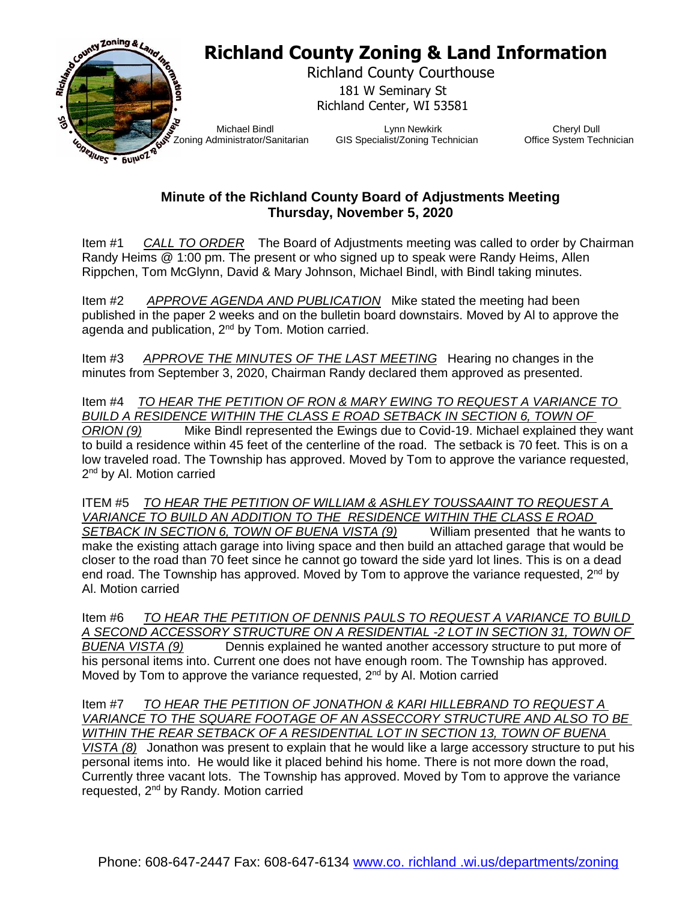# Richland County Zoning & Land Information

Richland County Courthouse
181 W Seminary St
Richland Center, WI 53581

Michael Bindl — Zoning Administrator/Sanitarian
Lynn Newkirk — GIS Specialist/Zoning Technician
Cheryl Dull — Office System Technician

## Minute of the Richland County Board of Adjustments Meeting
## Thursday, November 5, 2020

Item #1 *CALL TO ORDER* The Board of Adjustments meeting was called to order by Chairman Randy Heims @ 1:00 pm. The present or who signed up to speak were Randy Heims, Allen Rippchen, Tom McGlynn, David & Mary Johnson, Michael Bindl, with Bindl taking minutes.

Item #2 *APPROVE AGENDA AND PUBLICATION* Mike stated the meeting had been published in the paper 2 weeks and on the bulletin board downstairs. Moved by Al to approve the agenda and publication, 2nd by Tom. Motion carried.

Item #3 *APPROVE THE MINUTES OF THE LAST MEETING* Hearing no changes in the minutes from September 3, 2020, Chairman Randy declared them approved as presented.

Item #4 *TO HEAR THE PETITION OF RON & MARY EWING TO REQUEST A VARIANCE TO BUILD A RESIDENCE WITHIN THE CLASS E ROAD SETBACK IN SECTION 6, TOWN OF ORION (9)* Mike Bindl represented the Ewings due to Covid-19. Michael explained they want to build a residence within 45 feet of the centerline of the road. The setback is 70 feet. This is on a low traveled road. The Township has approved. Moved by Tom to approve the variance requested, 2nd by Al. Motion carried

ITEM #5 *TO HEAR THE PETITION OF WILLIAM & ASHLEY TOUSSAAINT TO REQUEST A VARIANCE TO BUILD AN ADDITION TO THE RESIDENCE WITHIN THE CLASS E ROAD SETBACK IN SECTION 6, TOWN OF BUENA VISTA (9)* William presented that he wants to make the existing attach garage into living space and then build an attached garage that would be closer to the road than 70 feet since he cannot go toward the side yard lot lines. This is on a dead end road. The Township has approved. Moved by Tom to approve the variance requested, 2nd by Al. Motion carried

Item #6 *TO HEAR THE PETITION OF DENNIS PAULS TO REQUEST A VARIANCE TO BUILD A SECOND ACCESSORY STRUCTURE ON A RESIDENTIAL -2 LOT IN SECTION 31, TOWN OF BUENA VISTA (9)* Dennis explained he wanted another accessory structure to put more of his personal items into. Current one does not have enough room. The Township has approved. Moved by Tom to approve the variance requested, 2nd by Al. Motion carried

Item #7 *TO HEAR THE PETITION OF JONATHON & KARI HILLEBRAND TO REQUEST A VARIANCE TO THE SQUARE FOOTAGE OF AN ASSECCORY STRUCTURE AND ALSO TO BE WITHIN THE REAR SETBACK OF A RESIDENTIAL LOT IN SECTION 13, TOWN OF BUENA VISTA (8)* Jonathon was present to explain that he would like a large accessory structure to put his personal items into. He would like it placed behind his home. There is not more down the road, Currently three vacant lots. The Township has approved. Moved by Tom to approve the variance requested, 2nd by Randy. Motion carried

Phone: 608-647-2447 Fax: 608-647-6134 www.co. richland .wi.us/departments/zoning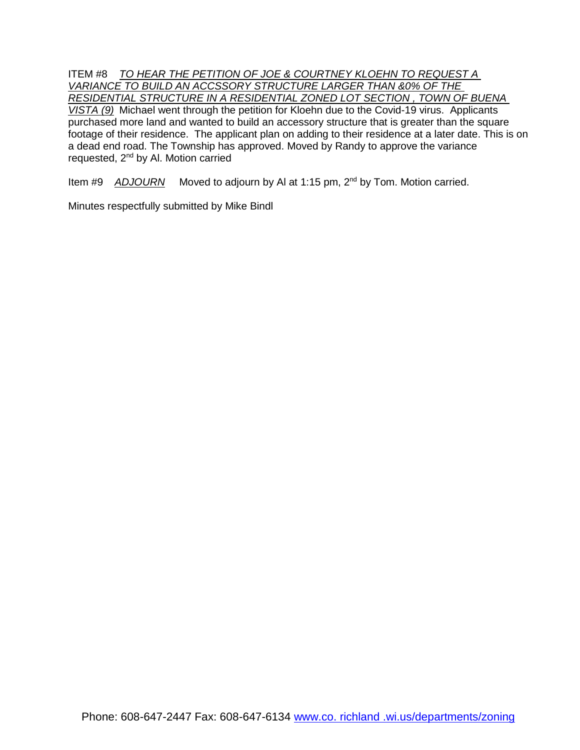ITEM #8 *TO HEAR THE PETITION OF JOE & COURTNEY KLOEHN TO REQUEST A VARIANCE TO BUILD AN ACCSSORY STRUCTURE LARGER THAN &0% OF THE RESIDENTIAL STRUCTURE IN A RESIDENTIAL ZONED LOT SECTION , TOWN OF BUENA VISTA (9)* Michael went through the petition for Kloehn due to the Covid-19 virus. Applicants purchased more land and wanted to build an accessory structure that is greater than the square footage of their residence. The applicant plan on adding to their residence at a later date. This is on a dead end road. The Township has approved. Moved by Randy to approve the variance requested, 2nd by Al. Motion carried

Item #9 *ADJOURN* Moved to adjourn by Al at 1:15 pm, 2nd by Tom. Motion carried.

Minutes respectfully submitted by Mike Bindl

Phone: 608-647-2447 Fax: 608-647-6134 www.co. richland .wi.us/departments/zoning